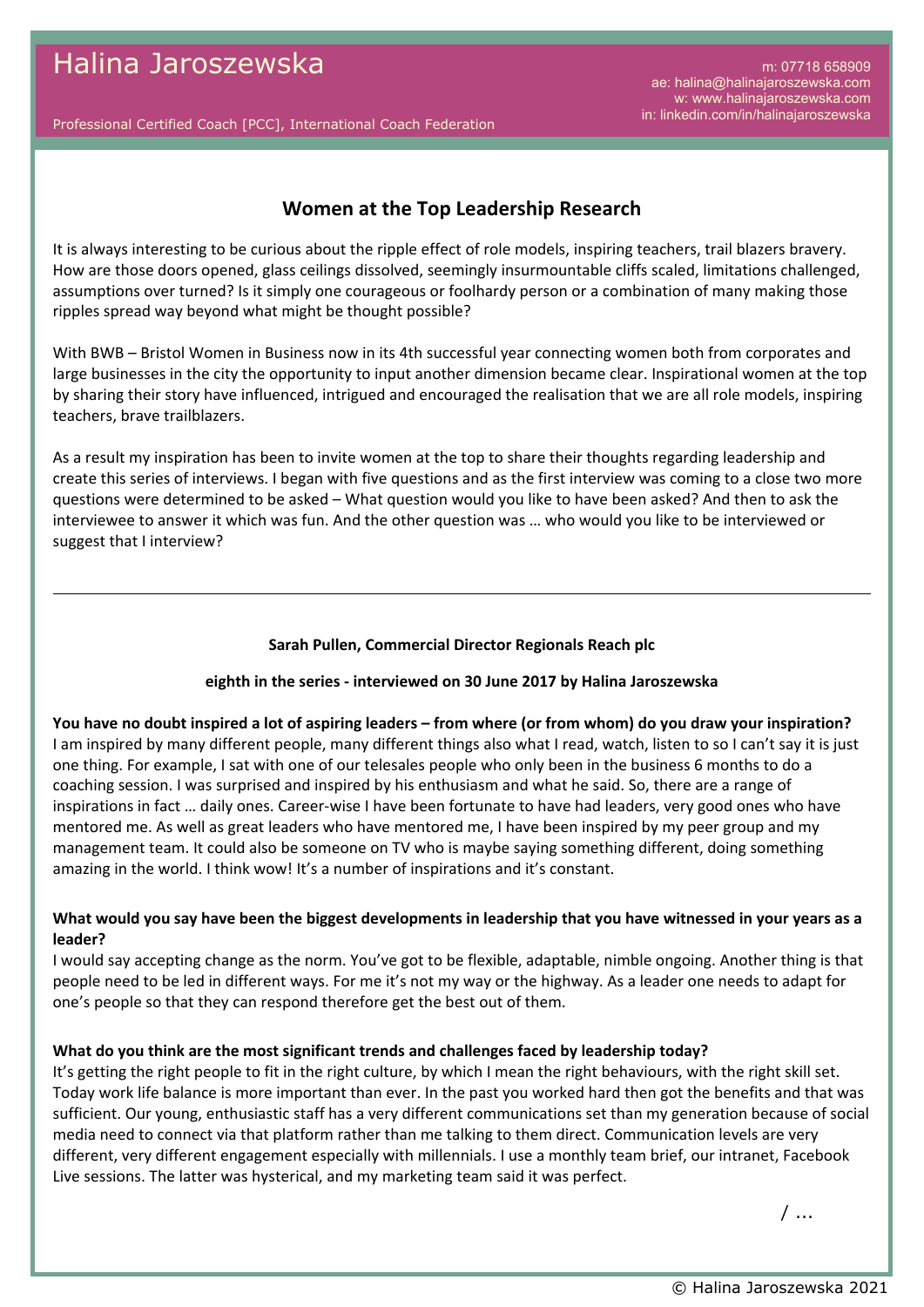# Halina Jaroszewska

Professional Certified Coach [PCC], International Coach Federation

m: 07718 658909
ae: halina@halinajaroszewska.com
w: www.halinajaroszewska.com
in: linkedin.com/in/halinajaroszewska

## Women at the Top Leadership Research

It is always interesting to be curious about the ripple effect of role models, inspiring teachers, trail blazers bravery. How are those doors opened, glass ceilings dissolved, seemingly insurmountable cliffs scaled, limitations challenged, assumptions over turned? Is it simply one courageous or foolhardy person or a combination of many making those ripples spread way beyond what might be thought possible?

With BWB – Bristol Women in Business now in its 4th successful year connecting women both from corporates and large businesses in the city the opportunity to input another dimension became clear. Inspirational women at the top by sharing their story have influenced, intrigued and encouraged the realisation that we are all role models, inspiring teachers, brave trailblazers.

As a result my inspiration has been to invite women at the top to share their thoughts regarding leadership and create this series of interviews. I began with five questions and as the first interview was coming to a close two more questions were determined to be asked – What question would you like to have been asked? And then to ask the interviewee to answer it which was fun. And the other question was … who would you like to be interviewed or suggest that I interview?

---

**Sarah Pullen, Commercial Director Regionals Reach plc**

**eighth in the series - interviewed on 30 June 2017 by Halina Jaroszewska**

**You have no doubt inspired a lot of aspiring leaders – from where (or from whom) do you draw your inspiration?**
I am inspired by many different people, many different things also what I read, watch, listen to so I can't say it is just one thing. For example, I sat with one of our telesales people who only been in the business 6 months to do a coaching session. I was surprised and inspired by his enthusiasm and what he said. So, there are a range of inspirations in fact … daily ones. Career-wise I have been fortunate to have had leaders, very good ones who have mentored me. As well as great leaders who have mentored me, I have been inspired by my peer group and my management team. It could also be someone on TV who is maybe saying something different, doing something amazing in the world. I think wow! It's a number of inspirations and it's constant.

**What would you say have been the biggest developments in leadership that you have witnessed in your years as a leader?**
I would say accepting change as the norm. You've got to be flexible, adaptable, nimble ongoing. Another thing is that people need to be led in different ways. For me it's not my way or the highway. As a leader one needs to adapt for one's people so that they can respond therefore get the best out of them.

**What do you think are the most significant trends and challenges faced by leadership today?**
It's getting the right people to fit in the right culture, by which I mean the right behaviours, with the right skill set. Today work life balance is more important than ever. In the past you worked hard then got the benefits and that was sufficient. Our young, enthusiastic staff has a very different communications set than my generation because of social media need to connect via that platform rather than me talking to them direct. Communication levels are very different, very different engagement especially with millennials. I use a monthly team brief, our intranet, Facebook Live sessions. The latter was hysterical, and my marketing team said it was perfect.

/ …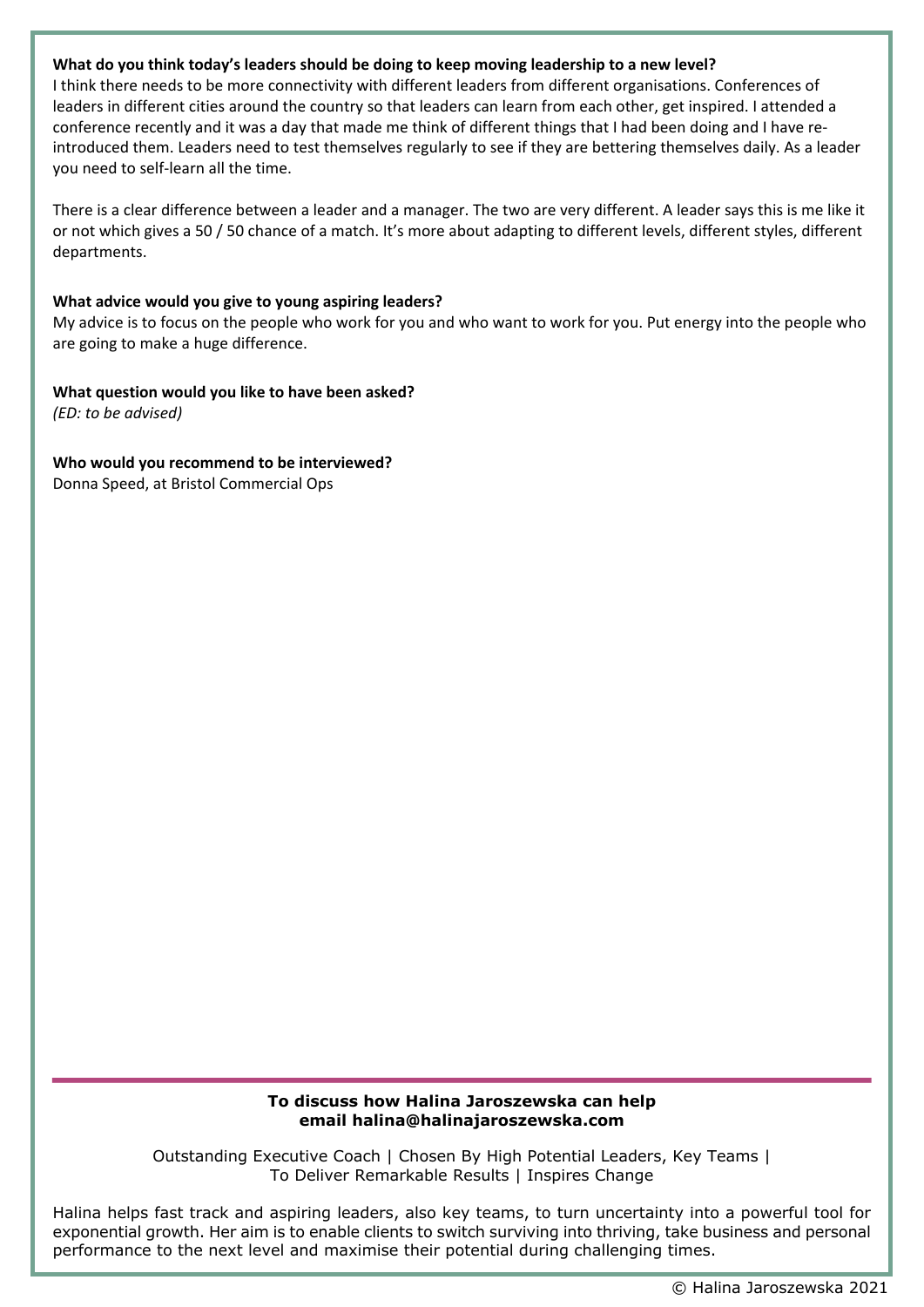**What do you think today's leaders should be doing to keep moving leadership to a new level?**

I think there needs to be more connectivity with different leaders from different organisations. Conferences of leaders in different cities around the country so that leaders can learn from each other, get inspired. I attended a conference recently and it was a day that made me think of different things that I had been doing and I have re-introduced them. Leaders need to test themselves regularly to see if they are bettering themselves daily. As a leader you need to self-learn all the time.

There is a clear difference between a leader and a manager. The two are very different. A leader says this is me like it or not which gives a 50 / 50 chance of a match. It's more about adapting to different levels, different styles, different departments.

**What advice would you give to young aspiring leaders?**

My advice is to focus on the people who work for you and who want to work for you. Put energy into the people who are going to make a huge difference.

**What question would you like to have been asked?**

*(ED: to be advised)*

**Who would you recommend to be interviewed?**

Donna Speed, at Bristol Commercial Ops

---

**To discuss how Halina Jaroszewska can help**
**email halina@halinajaroszewska.com**

Outstanding Executive Coach | Chosen By High Potential Leaders, Key Teams | To Deliver Remarkable Results | Inspires Change

Halina helps fast track and aspiring leaders, also key teams, to turn uncertainty into a powerful tool for exponential growth. Her aim is to enable clients to switch surviving into thriving, take business and personal performance to the next level and maximise their potential during challenging times.

© Halina Jaroszewska 2021